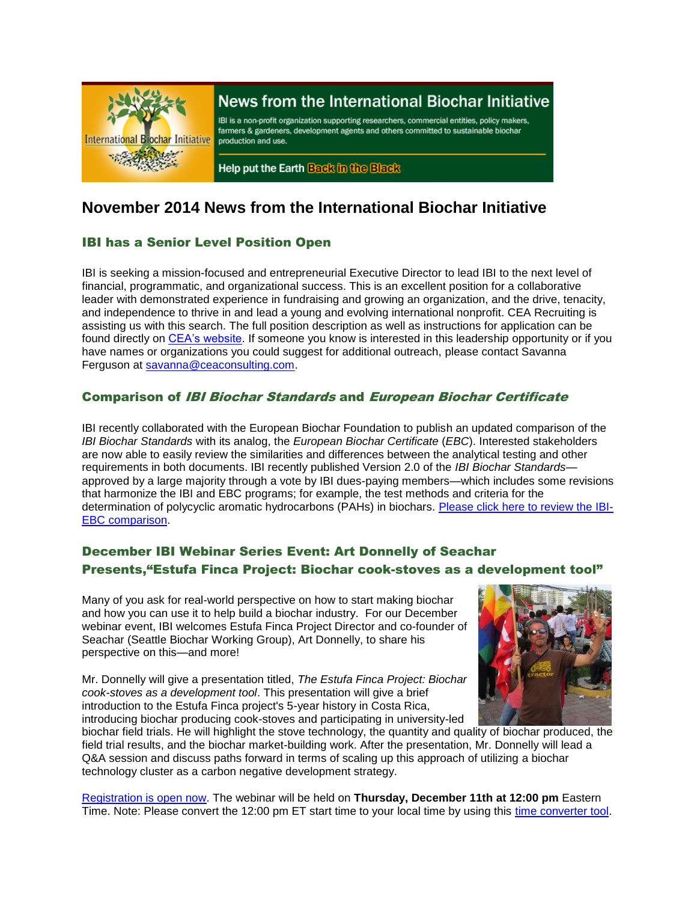News from the International Biochar Initiative

IBI is a non-profit organization supporting researchers, commercial entities, policy makers, farmers & gardeners, development agents and others committed to sustainable biochar production and use.

Help put the Earth Back in the Black

# November 2014 News from the International Biochar Initiative

## IBI has a Senior Level Position Open

IBI is seeking a mission-focused and entrepreneurial Executive Director to lead IBI to the next level of financial, programmatic, and organizational success. This is an excellent position for a collaborative leader with demonstrated experience in fundraising and growing an organization, and the drive, tenacity, and independence to thrive in and lead a young and evolving international nonprofit. CEA Recruiting is assisting us with this search. The full position description as well as instructions for application can be found directly on CEA's website. If someone you know is interested in this leadership opportunity or if you have names or organizations you could suggest for additional outreach, please contact Savanna Ferguson at savanna@ceaconsulting.com.

## Comparison of *IBI Biochar Standards* and *European Biochar Certificate*

IBI recently collaborated with the European Biochar Foundation to publish an updated comparison of the *IBI Biochar Standards* with its analog, the *European Biochar Certificate* (*EBC*). Interested stakeholders are now able to easily review the similarities and differences between the analytical testing and other requirements in both documents. IBI recently published Version 2.0 of the *IBI Biochar Standards*—approved by a large majority through a vote by IBI dues-paying members—which includes some revisions that harmonize the IBI and EBC programs; for example, the test methods and criteria for the determination of polycyclic aromatic hydrocarbons (PAHs) in biochars. Please click here to review the IBI-EBC comparison.

## December IBI Webinar Series Event: Art Donnelly of Seachar Presents,"Estufa Finca Project: Biochar cook-stoves as a development tool"

Many of you ask for real-world perspective on how to start making biochar and how you can use it to help build a biochar industry. For our December webinar event, IBI welcomes Estufa Finca Project Director and co-founder of Seachar (Seattle Biochar Working Group), Art Donnelly, to share his perspective on this—and more!

Mr. Donnelly will give a presentation titled, *The Estufa Finca Project: Biochar cook-stoves as a development tool*. This presentation will give a brief introduction to the Estufa Finca project's 5-year history in Costa Rica, introducing biochar producing cook-stoves and participating in university-led biochar field trials. He will highlight the stove technology, the quantity and quality of biochar produced, the field trial results, and the biochar market-building work. After the presentation, Mr. Donnelly will lead a Q&A session and discuss paths forward in terms of scaling up this approach of utilizing a biochar technology cluster as a carbon negative development strategy.

Registration is open now. The webinar will be held on **Thursday, December 11th at 12:00 pm** Eastern Time. Note: Please convert the 12:00 pm ET start time to your local time by using this time converter tool.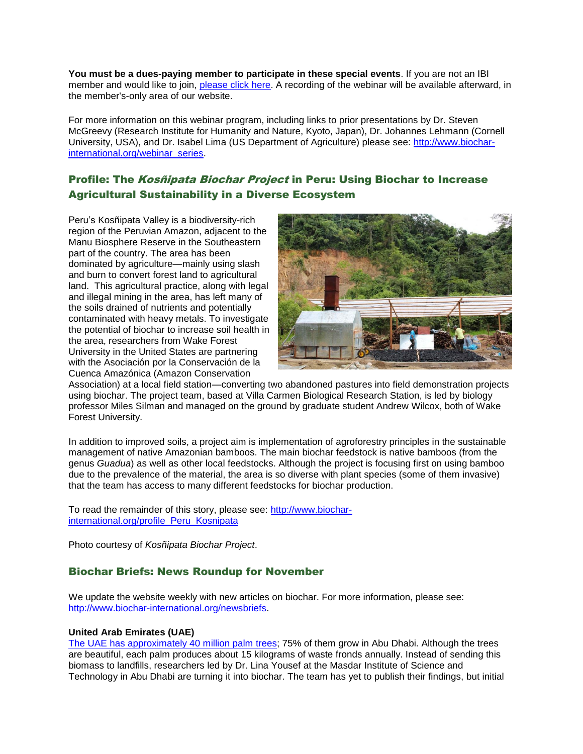**You must be a dues-paying member to participate in these special events**. If you are not an IBI member and would like to join, please click here. A recording of the webinar will be available afterward, in the member's-only area of our website.

For more information on this webinar program, including links to prior presentations by Dr. Steven McGreevy (Research Institute for Humanity and Nature, Kyoto, Japan), Dr. Johannes Lehmann (Cornell University, USA), and Dr. Isabel Lima (US Department of Agriculture) please see: http://www.biochar-international.org/webinar_series.

## Profile: The *Kosñipata Biochar Project* in Peru: Using Biochar to Increase Agricultural Sustainability in a Diverse Ecosystem

Peru's Kosñipata Valley is a biodiversity-rich region of the Peruvian Amazon, adjacent to the Manu Biosphere Reserve in the Southeastern part of the country. The area has been dominated by agriculture—mainly using slash and burn to convert forest land to agricultural land. This agricultural practice, along with legal and illegal mining in the area, has left many of the soils drained of nutrients and potentially contaminated with heavy metals. To investigate the potential of biochar to increase soil health in the area, researchers from Wake Forest University in the United States are partnering with the Asociación por la Conservación de la Cuenca Amazónica (Amazon Conservation Association) at a local field station—converting two abandoned pastures into field demonstration projects using biochar. The project team, based at Villa Carmen Biological Research Station, is led by biology professor Miles Silman and managed on the ground by graduate student Andrew Wilcox, both of Wake Forest University.

In addition to improved soils, a project aim is implementation of agroforestry principles in the sustainable management of native Amazonian bamboos. The main biochar feedstock is native bamboos (from the genus *Guadua*) as well as other local feedstocks. Although the project is focusing first on using bamboo due to the prevalence of the material, the area is so diverse with plant species (some of them invasive) that the team has access to many different feedstocks for biochar production.

To read the remainder of this story, please see: http://www.biochar-international.org/profile_Peru_Kosnipata

Photo courtesy of *Kosñipata Biochar Project*.

## Biochar Briefs: News Roundup for November

We update the website weekly with new articles on biochar. For more information, please see: http://www.biochar-international.org/newsbriefs.

**United Arab Emirates (UAE)**

The UAE has approximately 40 million palm trees; 75% of them grow in Abu Dhabi. Although the trees are beautiful, each palm produces about 15 kilograms of waste fronds annually. Instead of sending this biomass to landfills, researchers led by Dr. Lina Yousef at the Masdar Institute of Science and Technology in Abu Dhabi are turning it into biochar. The team has yet to publish their findings, but initial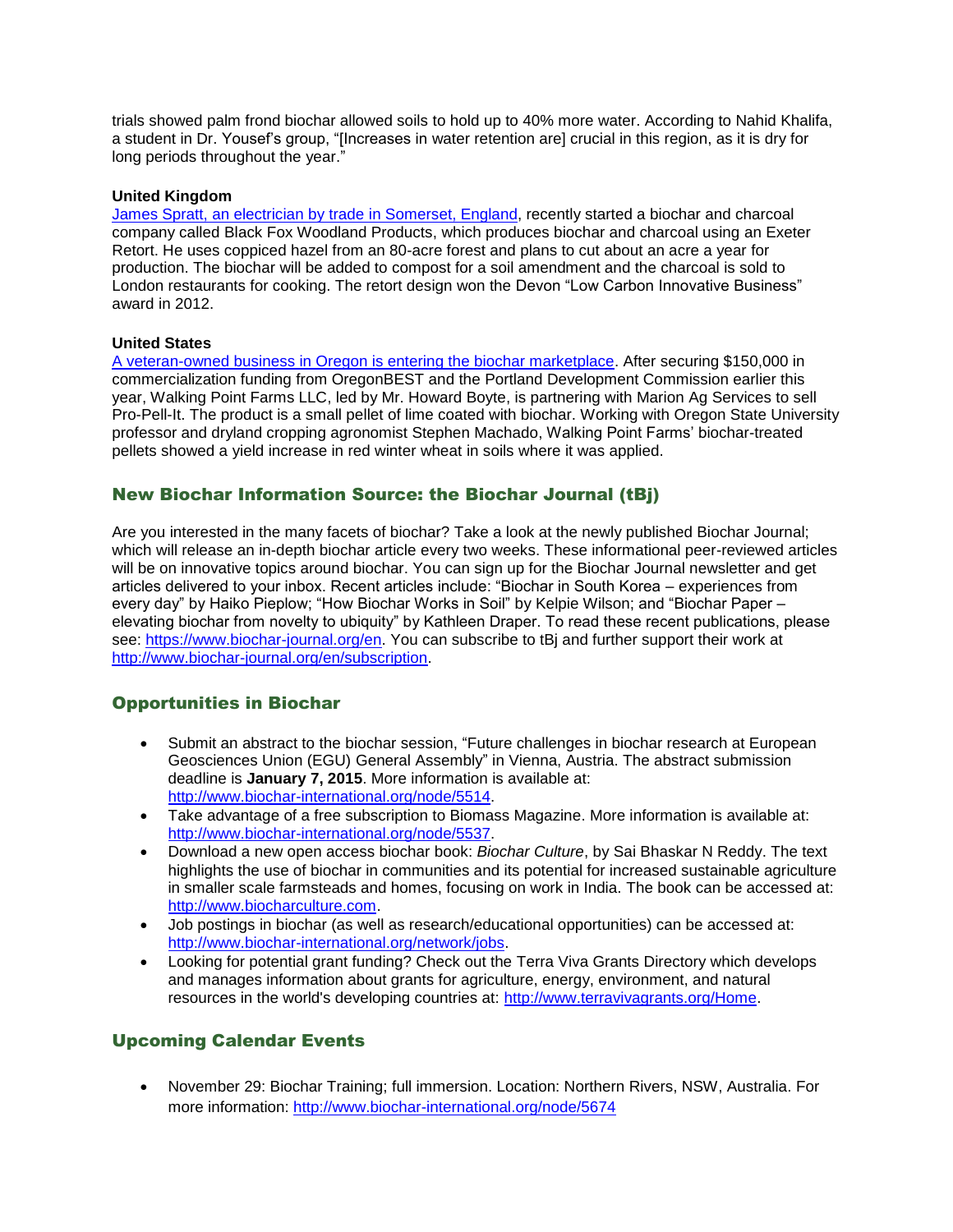trials showed palm frond biochar allowed soils to hold up to 40% more water. According to Nahid Khalifa, a student in Dr. Yousef's group, "[Increases in water retention are] crucial in this region, as it is dry for long periods throughout the year."

**United Kingdom**

James Spratt, an electrician by trade in Somerset, England, recently started a biochar and charcoal company called Black Fox Woodland Products, which produces biochar and charcoal using an Exeter Retort. He uses coppiced hazel from an 80-acre forest and plans to cut about an acre a year for production. The biochar will be added to compost for a soil amendment and the charcoal is sold to London restaurants for cooking. The retort design won the Devon "Low Carbon Innovative Business" award in 2012.

**United States**

A veteran-owned business in Oregon is entering the biochar marketplace. After securing $150,000 in commercialization funding from OregonBEST and the Portland Development Commission earlier this year, Walking Point Farms LLC, led by Mr. Howard Boyte, is partnering with Marion Ag Services to sell Pro-Pell-It. The product is a small pellet of lime coated with biochar. Working with Oregon State University professor and dryland cropping agronomist Stephen Machado, Walking Point Farms' biochar-treated pellets showed a yield increase in red winter wheat in soils where it was applied.

## New Biochar Information Source: the Biochar Journal (tBj)

Are you interested in the many facets of biochar? Take a look at the newly published Biochar Journal; which will release an in-depth biochar article every two weeks. These informational peer-reviewed articles will be on innovative topics around biochar. You can sign up for the Biochar Journal newsletter and get articles delivered to your inbox. Recent articles include: "Biochar in South Korea – experiences from every day" by Haiko Pieplow; "How Biochar Works in Soil" by Kelpie Wilson; and "Biochar Paper – elevating biochar from novelty to ubiquity" by Kathleen Draper. To read these recent publications, please see: https://www.biochar-journal.org/en. You can subscribe to tBj and further support their work at http://www.biochar-journal.org/en/subscription.

## Opportunities in Biochar

- Submit an abstract to the biochar session, "Future challenges in biochar research at European Geosciences Union (EGU) General Assembly" in Vienna, Austria. The abstract submission deadline is **January 7, 2015**. More information is available at: http://www.biochar-international.org/node/5514.
- Take advantage of a free subscription to Biomass Magazine. More information is available at: http://www.biochar-international.org/node/5537.
- Download a new open access biochar book: *Biochar Culture*, by Sai Bhaskar N Reddy. The text highlights the use of biochar in communities and its potential for increased sustainable agriculture in smaller scale farmsteads and homes, focusing on work in India. The book can be accessed at: http://www.biocharculture.com.
- Job postings in biochar (as well as research/educational opportunities) can be accessed at: http://www.biochar-international.org/network/jobs.
- Looking for potential grant funding? Check out the Terra Viva Grants Directory which develops and manages information about grants for agriculture, energy, environment, and natural resources in the world's developing countries at: http://www.terravivagrants.org/Home.

## Upcoming Calendar Events

- November 29: Biochar Training; full immersion. Location: Northern Rivers, NSW, Australia. For more information: http://www.biochar-international.org/node/5674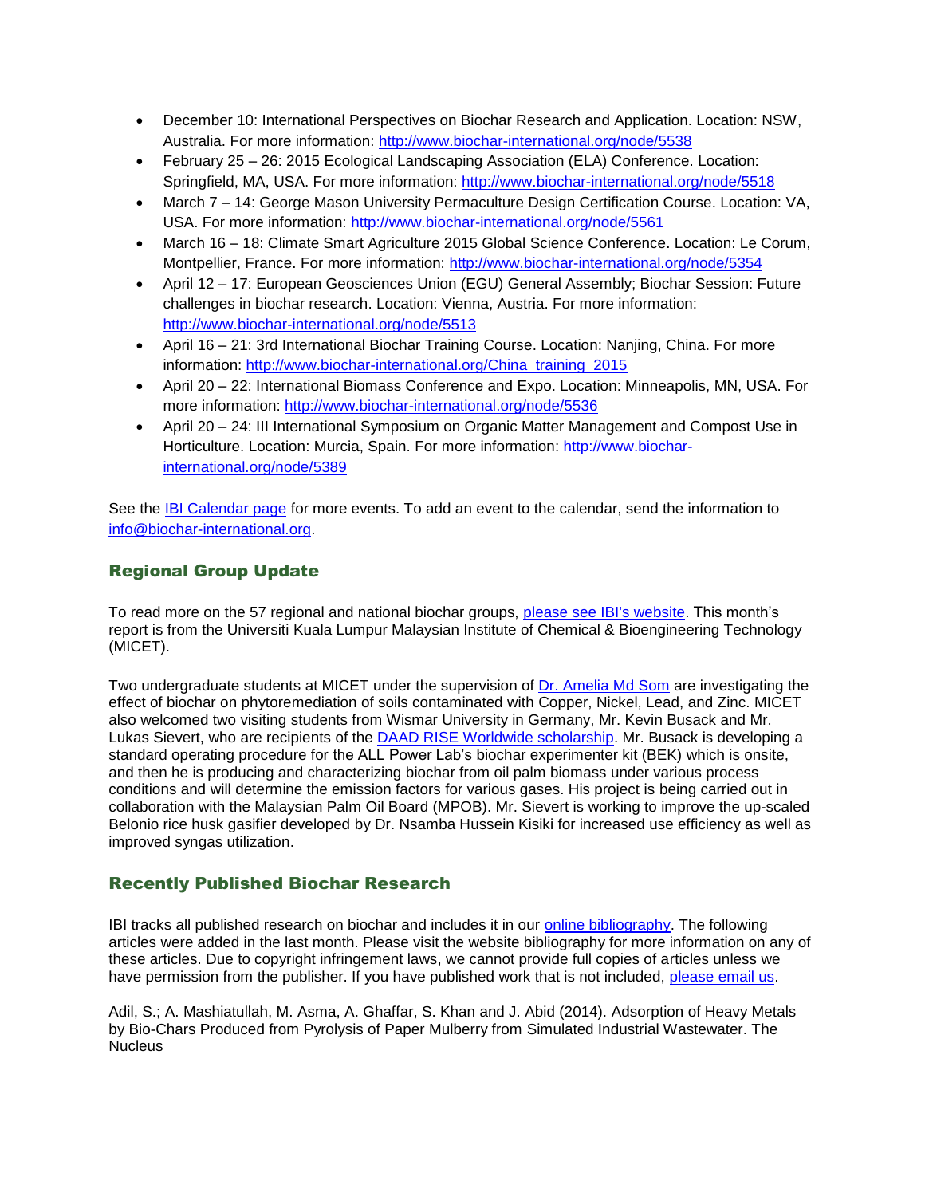- December 10: International Perspectives on Biochar Research and Application. Location: NSW, Australia. For more information: http://www.biochar-international.org/node/5538
- February 25 – 26: 2015 Ecological Landscaping Association (ELA) Conference. Location: Springfield, MA, USA. For more information: http://www.biochar-international.org/node/5518
- March 7 – 14: George Mason University Permaculture Design Certification Course. Location: VA, USA. For more information: http://www.biochar-international.org/node/5561
- March 16 – 18: Climate Smart Agriculture 2015 Global Science Conference. Location: Le Corum, Montpellier, France. For more information: http://www.biochar-international.org/node/5354
- April 12 – 17: European Geosciences Union (EGU) General Assembly; Biochar Session: Future challenges in biochar research. Location: Vienna, Austria. For more information: http://www.biochar-international.org/node/5513
- April 16 – 21: 3rd International Biochar Training Course. Location: Nanjing, China. For more information: http://www.biochar-international.org/China_training_2015
- April 20 – 22: International Biomass Conference and Expo. Location: Minneapolis, MN, USA. For more information: http://www.biochar-international.org/node/5536
- April 20 – 24: III International Symposium on Organic Matter Management and Compost Use in Horticulture. Location: Murcia, Spain. For more information: http://www.biochar-international.org/node/5389

See the IBI Calendar page for more events. To add an event to the calendar, send the information to info@biochar-international.org.

## Regional Group Update

To read more on the 57 regional and national biochar groups, please see IBI's website. This month's report is from the Universiti Kuala Lumpur Malaysian Institute of Chemical & Bioengineering Technology (MICET).

Two undergraduate students at MICET under the supervision of Dr. Amelia Md Som are investigating the effect of biochar on phytoremediation of soils contaminated with Copper, Nickel, Lead, and Zinc. MICET also welcomed two visiting students from Wismar University in Germany, Mr. Kevin Busack and Mr. Lukas Sievert, who are recipients of the DAAD RISE Worldwide scholarship. Mr. Busack is developing a standard operating procedure for the ALL Power Lab's biochar experimenter kit (BEK) which is onsite, and then he is producing and characterizing biochar from oil palm biomass under various process conditions and will determine the emission factors for various gases. His project is being carried out in collaboration with the Malaysian Palm Oil Board (MPOB). Mr. Sievert is working to improve the up-scaled Belonio rice husk gasifier developed by Dr. Nsamba Hussein Kisiki for increased use efficiency as well as improved syngas utilization.

## Recently Published Biochar Research

IBI tracks all published research on biochar and includes it in our online bibliography. The following articles were added in the last month. Please visit the website bibliography for more information on any of these articles. Due to copyright infringement laws, we cannot provide full copies of articles unless we have permission from the publisher. If you have published work that is not included, please email us.

Adil, S.; A. Mashiatullah, M. Asma, A. Ghaffar, S. Khan and J. Abid (2014). Adsorption of Heavy Metals by Bio-Chars Produced from Pyrolysis of Paper Mulberry from Simulated Industrial Wastewater. The Nucleus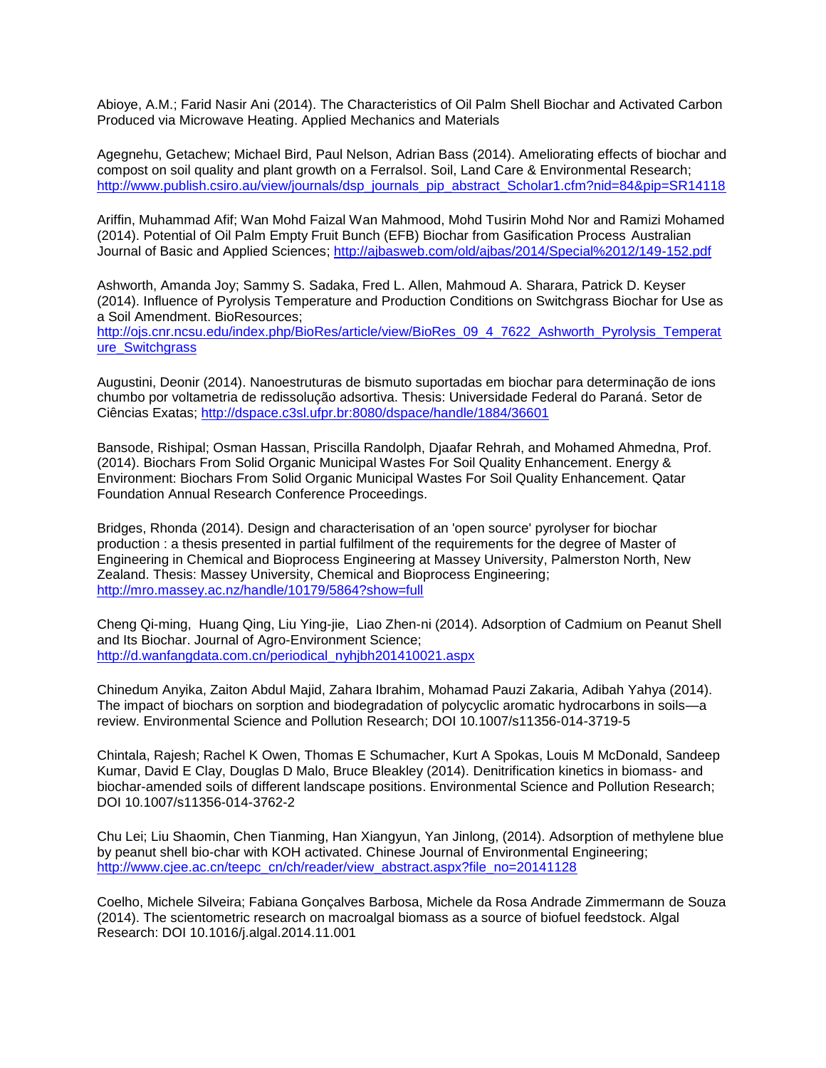Abioye, A.M.; Farid Nasir Ani (2014). The Characteristics of Oil Palm Shell Biochar and Activated Carbon Produced via Microwave Heating. Applied Mechanics and Materials

Agegnehu, Getachew; Michael Bird, Paul Nelson, Adrian Bass (2014). Ameliorating effects of biochar and compost on soil quality and plant growth on a Ferralsol. Soil, Land Care & Environmental Research; http://www.publish.csiro.au/view/journals/dsp_journals_pip_abstract_Scholar1.cfm?nid=84&pip=SR14118

Ariffin, Muhammad Afif; Wan Mohd Faizal Wan Mahmood, Mohd Tusirin Mohd Nor and Ramizi Mohamed (2014). Potential of Oil Palm Empty Fruit Bunch (EFB) Biochar from Gasification Process Australian Journal of Basic and Applied Sciences; http://ajbasweb.com/old/ajbas/2014/Special%2012/149-152.pdf

Ashworth, Amanda Joy; Sammy S. Sadaka, Fred L. Allen, Mahmoud A. Sharara, Patrick D. Keyser (2014). Influence of Pyrolysis Temperature and Production Conditions on Switchgrass Biochar for Use as a Soil Amendment. BioResources; http://ojs.cnr.ncsu.edu/index.php/BioRes/article/view/BioRes_09_4_7622_Ashworth_Pyrolysis_Temperature_Switchgrass

Augustini, Deonir (2014). Nanoestruturas de bismuto suportadas em biochar para determinação de ions chumbo por voltametria de redissolução adsortiva. Thesis: Universidade Federal do Paraná. Setor de Ciências Exatas; http://dspace.c3sl.ufpr.br:8080/dspace/handle/1884/36601

Bansode, Rishipal; Osman Hassan, Priscilla Randolph, Djaafar Rehrah, and Mohamed Ahmedna, Prof. (2014). Biochars From Solid Organic Municipal Wastes For Soil Quality Enhancement. Energy & Environment: Biochars From Solid Organic Municipal Wastes For Soil Quality Enhancement. Qatar Foundation Annual Research Conference Proceedings.

Bridges, Rhonda (2014). Design and characterisation of an 'open source' pyrolyser for biochar production : a thesis presented in partial fulfilment of the requirements for the degree of Master of Engineering in Chemical and Bioprocess Engineering at Massey University, Palmerston North, New Zealand. Thesis: Massey University, Chemical and Bioprocess Engineering; http://mro.massey.ac.nz/handle/10179/5864?show=full

Cheng Qi-ming, Huang Qing, Liu Ying-jie, Liao Zhen-ni (2014). Adsorption of Cadmium on Peanut Shell and Its Biochar. Journal of Agro-Environment Science; http://d.wanfangdata.com.cn/periodical_nyhjbh201410021.aspx

Chinedum Anyika, Zaiton Abdul Majid, Zahara Ibrahim, Mohamad Pauzi Zakaria, Adibah Yahya (2014). The impact of biochars on sorption and biodegradation of polycyclic aromatic hydrocarbons in soils—a review. Environmental Science and Pollution Research; DOI 10.1007/s11356-014-3719-5

Chintala, Rajesh; Rachel K Owen, Thomas E Schumacher, Kurt A Spokas, Louis M McDonald, Sandeep Kumar, David E Clay, Douglas D Malo, Bruce Bleakley (2014). Denitrification kinetics in biomass- and biochar-amended soils of different landscape positions. Environmental Science and Pollution Research; DOI 10.1007/s11356-014-3762-2

Chu Lei; Liu Shaomin, Chen Tianming, Han Xiangyun, Yan Jinlong, (2014). Adsorption of methylene blue by peanut shell bio-char with KOH activated. Chinese Journal of Environmental Engineering; http://www.cjee.ac.cn/teepc_cn/ch/reader/view_abstract.aspx?file_no=20141128

Coelho, Michele Silveira; Fabiana Gonçalves Barbosa, Michele da Rosa Andrade Zimmermann de Souza (2014). The scientometric research on macroalgal biomass as a source of biofuel feedstock. Algal Research: DOI 10.1016/j.algal.2014.11.001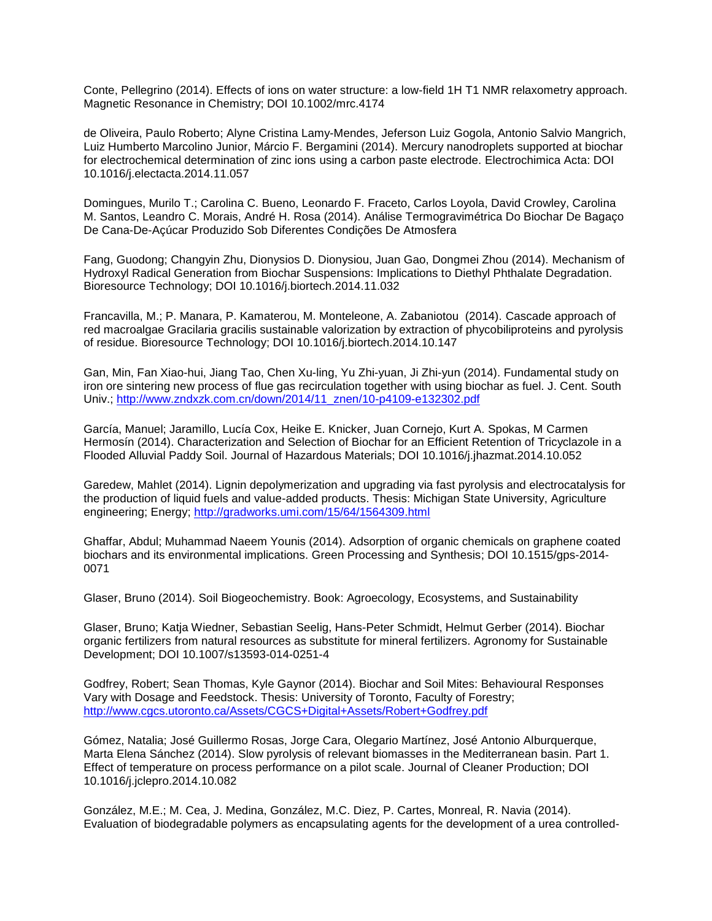Conte, Pellegrino (2014). Effects of ions on water structure: a low-field 1H T1 NMR relaxometry approach. Magnetic Resonance in Chemistry; DOI 10.1002/mrc.4174

de Oliveira, Paulo Roberto; Alyne Cristina Lamy-Mendes, Jeferson Luiz Gogola, Antonio Salvio Mangrich, Luiz Humberto Marcolino Junior, Márcio F. Bergamini (2014). Mercury nanodroplets supported at biochar for electrochemical determination of zinc ions using a carbon paste electrode. Electrochimica Acta: DOI 10.1016/j.electacta.2014.11.057

Domingues, Murilo T.; Carolina C. Bueno, Leonardo F. Fraceto, Carlos Loyola, David Crowley, Carolina M. Santos, Leandro C. Morais, André H. Rosa (2014). Análise Termogravimétrica Do Biochar De Bagaço De Cana-De-Açúcar Produzido Sob Diferentes Condições De Atmosfera

Fang, Guodong; Changyin Zhu, Dionysios D. Dionysiou, Juan Gao, Dongmei Zhou (2014). Mechanism of Hydroxyl Radical Generation from Biochar Suspensions: Implications to Diethyl Phthalate Degradation. Bioresource Technology; DOI 10.1016/j.biortech.2014.11.032

Francavilla, M.; P. Manara, P. Kamaterou, M. Monteleone, A. Zabaniotou (2014). Cascade approach of red macroalgae Gracilaria gracilis sustainable valorization by extraction of phycobiliproteins and pyrolysis of residue. Bioresource Technology; DOI 10.1016/j.biortech.2014.10.147

Gan, Min, Fan Xiao-hui, Jiang Tao, Chen Xu-ling, Yu Zhi-yuan, Ji Zhi-yun (2014). Fundamental study on iron ore sintering new process of flue gas recirculation together with using biochar as fuel. J. Cent. South Univ.; http://www.zndxzk.com.cn/down/2014/11_znen/10-p4109-e132302.pdf

García, Manuel; Jaramillo, Lucía Cox, Heike E. Knicker, Juan Cornejo, Kurt A. Spokas, M Carmen Hermosín (2014). Characterization and Selection of Biochar for an Efficient Retention of Tricyclazole in a Flooded Alluvial Paddy Soil. Journal of Hazardous Materials; DOI 10.1016/j.jhazmat.2014.10.052

Garedew, Mahlet (2014). Lignin depolymerization and upgrading via fast pyrolysis and electrocatalysis for the production of liquid fuels and value-added products. Thesis: Michigan State University, Agriculture engineering; Energy; http://gradworks.umi.com/15/64/1564309.html

Ghaffar, Abdul; Muhammad Naeem Younis (2014). Adsorption of organic chemicals on graphene coated biochars and its environmental implications. Green Processing and Synthesis; DOI 10.1515/gps-2014-0071

Glaser, Bruno (2014). Soil Biogeochemistry. Book: Agroecology, Ecosystems, and Sustainability

Glaser, Bruno; Katja Wiedner, Sebastian Seelig, Hans-Peter Schmidt, Helmut Gerber (2014). Biochar organic fertilizers from natural resources as substitute for mineral fertilizers. Agronomy for Sustainable Development; DOI 10.1007/s13593-014-0251-4

Godfrey, Robert; Sean Thomas, Kyle Gaynor (2014). Biochar and Soil Mites: Behavioural Responses Vary with Dosage and Feedstock. Thesis: University of Toronto, Faculty of Forestry; http://www.cgcs.utoronto.ca/Assets/CGCS+Digital+Assets/Robert+Godfrey.pdf

Gómez, Natalia; José Guillermo Rosas, Jorge Cara, Olegario Martínez, José Antonio Alburquerque, Marta Elena Sánchez (2014). Slow pyrolysis of relevant biomasses in the Mediterranean basin. Part 1. Effect of temperature on process performance on a pilot scale. Journal of Cleaner Production; DOI 10.1016/j.jclepro.2014.10.082

González, M.E.; M. Cea, J. Medina, González, M.C. Diez, P. Cartes, Monreal, R. Navia (2014). Evaluation of biodegradable polymers as encapsulating agents for the development of a urea controlled-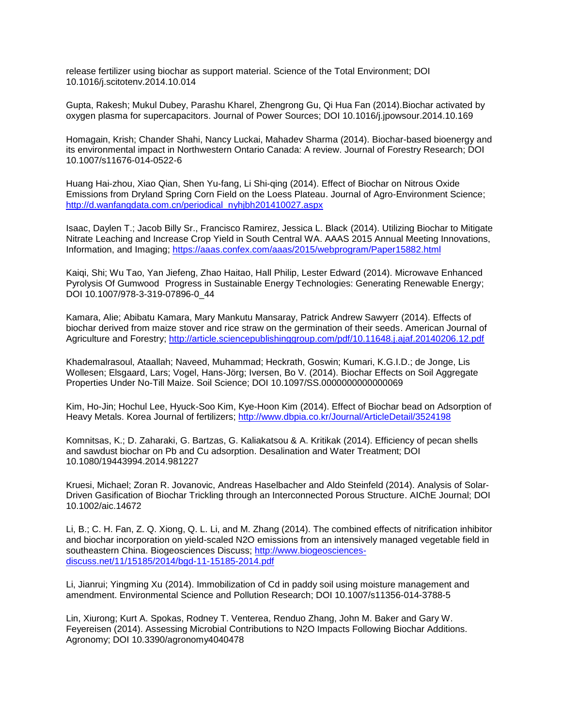release fertilizer using biochar as support material. Science of the Total Environment; DOI 10.1016/j.scitotenv.2014.10.014

Gupta, Rakesh; Mukul Dubey, Parashu Kharel, Zhengrong Gu, Qi Hua Fan (2014).Biochar activated by oxygen plasma for supercapacitors. Journal of Power Sources; DOI 10.1016/j.jpowsour.2014.10.169

Homagain, Krish; Chander Shahi, Nancy Luckai, Mahadev Sharma (2014). Biochar-based bioenergy and its environmental impact in Northwestern Ontario Canada: A review. Journal of Forestry Research; DOI 10.1007/s11676-014-0522-6

Huang Hai-zhou, Xiao Qian, Shen Yu-fang, Li Shi-qing (2014). Effect of Biochar on Nitrous Oxide Emissions from Dryland Spring Corn Field on the Loess Plateau. Journal of Agro-Environment Science; http://d.wanfangdata.com.cn/periodical_nyhjbh201410027.aspx

Isaac, Daylen T.; Jacob Billy Sr., Francisco Ramirez, Jessica L. Black (2014). Utilizing Biochar to Mitigate Nitrate Leaching and Increase Crop Yield in South Central WA. AAAS 2015 Annual Meeting Innovations, Information, and Imaging; https://aaas.confex.com/aaas/2015/webprogram/Paper15882.html

Kaiqi, Shi; Wu Tao, Yan Jiefeng, Zhao Haitao, Hall Philip, Lester Edward (2014). Microwave Enhanced Pyrolysis Of Gumwood Progress in Sustainable Energy Technologies: Generating Renewable Energy; DOI 10.1007/978-3-319-07896-0_44

Kamara, Alie; Abibatu Kamara, Mary Mankutu Mansaray, Patrick Andrew Sawyerr (2014). Effects of biochar derived from maize stover and rice straw on the germination of their seeds. American Journal of Agriculture and Forestry; http://article.sciencepublishinggroup.com/pdf/10.11648.j.ajaf.20140206.12.pdf

Khademalrasoul, Ataallah; Naveed, Muhammad; Heckrath, Goswin; Kumari, K.G.I.D.; de Jonge, Lis Wollesen; Elsgaard, Lars; Vogel, Hans-Jörg; Iversen, Bo V. (2014). Biochar Effects on Soil Aggregate Properties Under No-Till Maize. Soil Science; DOI 10.1097/SS.0000000000000069

Kim, Ho-Jin; Hochul Lee, Hyuck-Soo Kim, Kye-Hoon Kim (2014). Effect of Biochar bead on Adsorption of Heavy Metals. Korea Journal of fertilizers; http://www.dbpia.co.kr/Journal/ArticleDetail/3524198

Komnitsas, K.; D. Zaharaki, G. Bartzas, G. Kaliakatsou & A. Kritikak (2014). Efficiency of pecan shells and sawdust biochar on Pb and Cu adsorption. Desalination and Water Treatment; DOI 10.1080/19443994.2014.981227

Kruesi, Michael; Zoran R. Jovanovic, Andreas Haselbacher and Aldo Steinfeld (2014). Analysis of Solar-Driven Gasification of Biochar Trickling through an Interconnected Porous Structure. AIChE Journal; DOI 10.1002/aic.14672

Li, B.; C. H. Fan, Z. Q. Xiong, Q. L. Li, and M. Zhang (2014). The combined effects of nitrification inhibitor and biochar incorporation on yield-scaled N2O emissions from an intensively managed vegetable field in southeastern China. Biogeosciences Discuss; http://www.biogeosciences-discuss.net/11/15185/2014/bgd-11-15185-2014.pdf

Li, Jianrui; Yingming Xu (2014). Immobilization of Cd in paddy soil using moisture management and amendment. Environmental Science and Pollution Research; DOI 10.1007/s11356-014-3788-5

Lin, Xiurong; Kurt A. Spokas, Rodney T. Venterea, Renduo Zhang, John M. Baker and Gary W. Feyereisen (2014). Assessing Microbial Contributions to N2O Impacts Following Biochar Additions. Agronomy; DOI 10.3390/agronomy4040478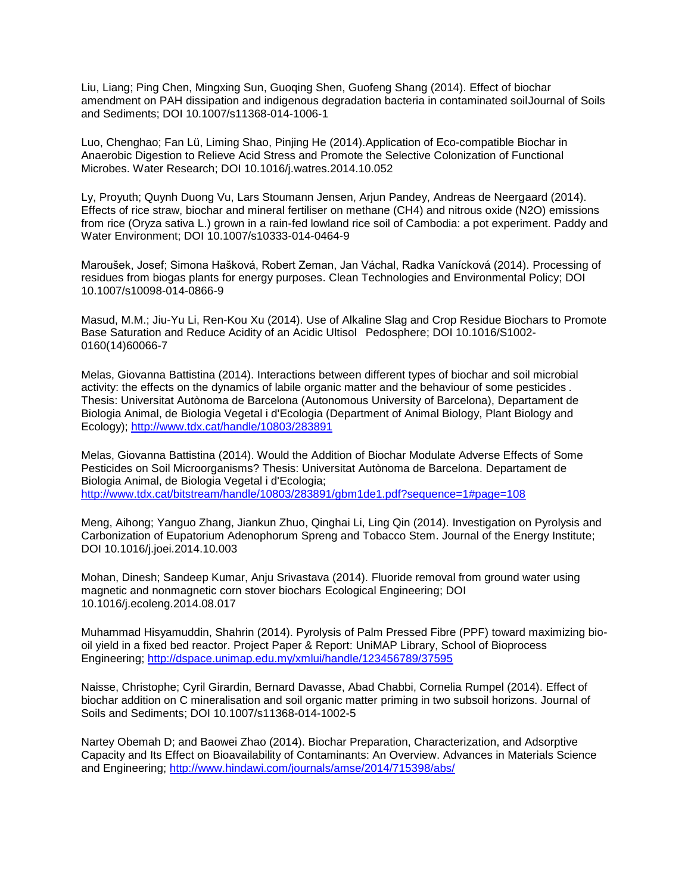Liu, Liang; Ping Chen, Mingxing Sun, Guoqing Shen, Guofeng Shang (2014). Effect of biochar amendment on PAH dissipation and indigenous degradation bacteria in contaminated soilJournal of Soils and Sediments; DOI 10.1007/s11368-014-1006-1

Luo, Chenghao; Fan Lü, Liming Shao, Pinjing He (2014).Application of Eco-compatible Biochar in Anaerobic Digestion to Relieve Acid Stress and Promote the Selective Colonization of Functional Microbes. Water Research; DOI 10.1016/j.watres.2014.10.052

Ly, Proyuth; Quynh Duong Vu, Lars Stoumann Jensen, Arjun Pandey, Andreas de Neergaard (2014). Effects of rice straw, biochar and mineral fertiliser on methane ($CH_4$) and nitrous oxide ($N_2O$) emissions from rice (Oryza sativa L.) grown in a rain-fed lowland rice soil of Cambodia: a pot experiment. Paddy and Water Environment; DOI 10.1007/s10333-014-0464-9

Maroušek, Josef; Simona Hašková, Robert Zeman, Jan Váchal, Radka Vanícková (2014). Processing of residues from biogas plants for energy purposes. Clean Technologies and Environmental Policy; DOI 10.1007/s10098-014-0866-9

Masud, M.M.; Jiu-Yu Li, Ren-Kou Xu (2014). Use of Alkaline Slag and Crop Residue Biochars to Promote Base Saturation and Reduce Acidity of an Acidic Ultisol Pedosphere; DOI 10.1016/S1002-0160(14)60066-7

Melas, Giovanna Battistina (2014). Interactions between different types of biochar and soil microbial activity: the effects on the dynamics of labile organic matter and the behaviour of some pesticides . Thesis: Universitat Autònoma de Barcelona (Autonomous University of Barcelona), Departament de Biologia Animal, de Biologia Vegetal i d'Ecologia (Department of Animal Biology, Plant Biology and Ecology); http://www.tdx.cat/handle/10803/283891

Melas, Giovanna Battistina (2014). Would the Addition of Biochar Modulate Adverse Effects of Some Pesticides on Soil Microorganisms? Thesis: Universitat Autònoma de Barcelona. Departament de Biologia Animal, de Biologia Vegetal i d'Ecologia; http://www.tdx.cat/bitstream/handle/10803/283891/gbm1de1.pdf?sequence=1#page=108

Meng, Aihong; Yanguo Zhang, Jiankun Zhuo, Qinghai Li, Ling Qin (2014). Investigation on Pyrolysis and Carbonization of Eupatorium Adenophorum Spreng and Tobacco Stem. Journal of the Energy Institute; DOI 10.1016/j.joei.2014.10.003

Mohan, Dinesh; Sandeep Kumar, Anju Srivastava (2014). Fluoride removal from ground water using magnetic and nonmagnetic corn stover biochars Ecological Engineering; DOI 10.1016/j.ecoleng.2014.08.017

Muhammad Hisyamuddin, Shahrin (2014). Pyrolysis of Palm Pressed Fibre (PPF) toward maximizing bio-oil yield in a fixed bed reactor. Project Paper & Report: UniMAP Library, School of Bioprocess Engineering; http://dspace.unimap.edu.my/xmlui/handle/123456789/37595

Naisse, Christophe; Cyril Girardin, Bernard Davasse, Abad Chabbi, Cornelia Rumpel (2014). Effect of biochar addition on C mineralisation and soil organic matter priming in two subsoil horizons. Journal of Soils and Sediments; DOI 10.1007/s11368-014-1002-5

Nartey Obemah D; and Baowei Zhao (2014). Biochar Preparation, Characterization, and Adsorptive Capacity and Its Effect on Bioavailability of Contaminants: An Overview. Advances in Materials Science and Engineering; http://www.hindawi.com/journals/amse/2014/715398/abs/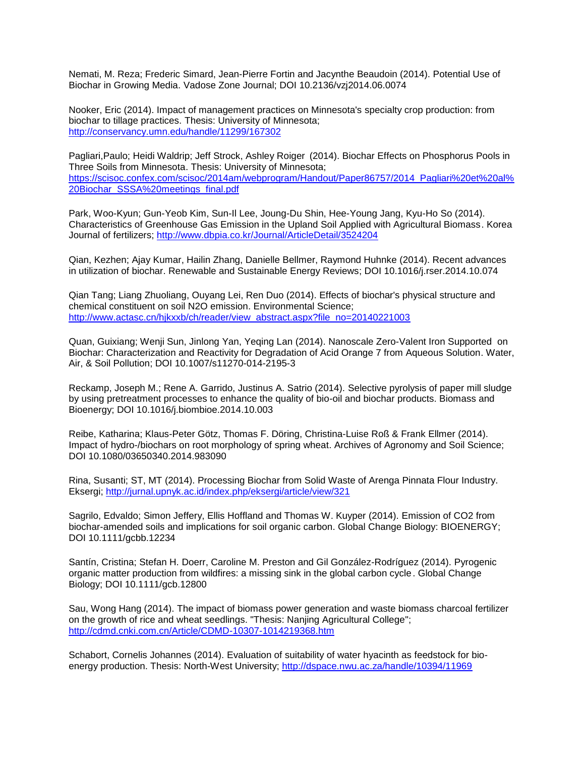Nemati, M. Reza; Frederic Simard, Jean-Pierre Fortin and Jacynthe Beaudoin (2014). Potential Use of Biochar in Growing Media. Vadose Zone Journal; DOI 10.2136/vzj2014.06.0074

Nooker, Eric (2014). Impact of management practices on Minnesota's specialty crop production: from biochar to tillage practices. Thesis: University of Minnesota; http://conservancy.umn.edu/handle/11299/167302

Pagliari,Paulo; Heidi Waldrip; Jeff Strock, Ashley Roiger (2014). Biochar Effects on Phosphorus Pools in Three Soils from Minnesota. Thesis: University of Minnesota; https://scisoc.confex.com/scisoc/2014am/webprogram/Handout/Paper86757/2014_Pagliari%20et%20al%20Biochar_SSSA%20meetings_final.pdf

Park, Woo-Kyun; Gun-Yeob Kim, Sun-Il Lee, Joung-Du Shin, Hee-Young Jang, Kyu-Ho So (2014). Characteristics of Greenhouse Gas Emission in the Upland Soil Applied with Agricultural Biomass. Korea Journal of fertilizers; http://www.dbpia.co.kr/Journal/ArticleDetail/3524204

Qian, Kezhen; Ajay Kumar, Hailin Zhang, Danielle Bellmer, Raymond Huhnke (2014). Recent advances in utilization of biochar. Renewable and Sustainable Energy Reviews; DOI 10.1016/j.rser.2014.10.074

Qian Tang; Liang Zhuoliang, Ouyang Lei, Ren Duo (2014). Effects of biochar's physical structure and chemical constituent on soil N2O emission. Environmental Science; http://www.actasc.cn/hjkxxb/ch/reader/view_abstract.aspx?file_no=20140221003

Quan, Guixiang; Wenji Sun, Jinlong Yan, Yeqing Lan (2014). Nanoscale Zero-Valent Iron Supported on Biochar: Characterization and Reactivity for Degradation of Acid Orange 7 from Aqueous Solution. Water, Air, & Soil Pollution; DOI 10.1007/s11270-014-2195-3

Reckamp, Joseph M.; Rene A. Garrido, Justinus A. Satrio (2014). Selective pyrolysis of paper mill sludge by using pretreatment processes to enhance the quality of bio-oil and biochar products. Biomass and Bioenergy; DOI 10.1016/j.biombioe.2014.10.003

Reibe, Katharina; Klaus-Peter Götz, Thomas F. Döring, Christina-Luise Roß & Frank Ellmer (2014). Impact of hydro-/biochars on root morphology of spring wheat. Archives of Agronomy and Soil Science; DOI 10.1080/03650340.2014.983090

Rina, Susanti; ST, MT (2014). Processing Biochar from Solid Waste of Arenga Pinnata Flour Industry. Eksergi; http://jurnal.upnyk.ac.id/index.php/eksergi/article/view/321

Sagrilo, Edvaldo; Simon Jeffery, Ellis Hoffland and Thomas W. Kuyper (2014). Emission of CO2 from biochar-amended soils and implications for soil organic carbon. Global Change Biology: BIOENERGY; DOI 10.1111/gcbb.12234

Santín, Cristina; Stefan H. Doerr, Caroline M. Preston and Gil González-Rodríguez (2014). Pyrogenic organic matter production from wildfires: a missing sink in the global carbon cycle. Global Change Biology; DOI 10.1111/gcb.12800

Sau, Wong Hang (2014). The impact of biomass power generation and waste biomass charcoal fertilizer on the growth of rice and wheat seedlings. "Thesis: Nanjing Agricultural College"; http://cdmd.cnki.com.cn/Article/CDMD-10307-1014219368.htm

Schabort, Cornelis Johannes (2014). Evaluation of suitability of water hyacinth as feedstock for bio-energy production. Thesis: North-West University; http://dspace.nwu.ac.za/handle/10394/11969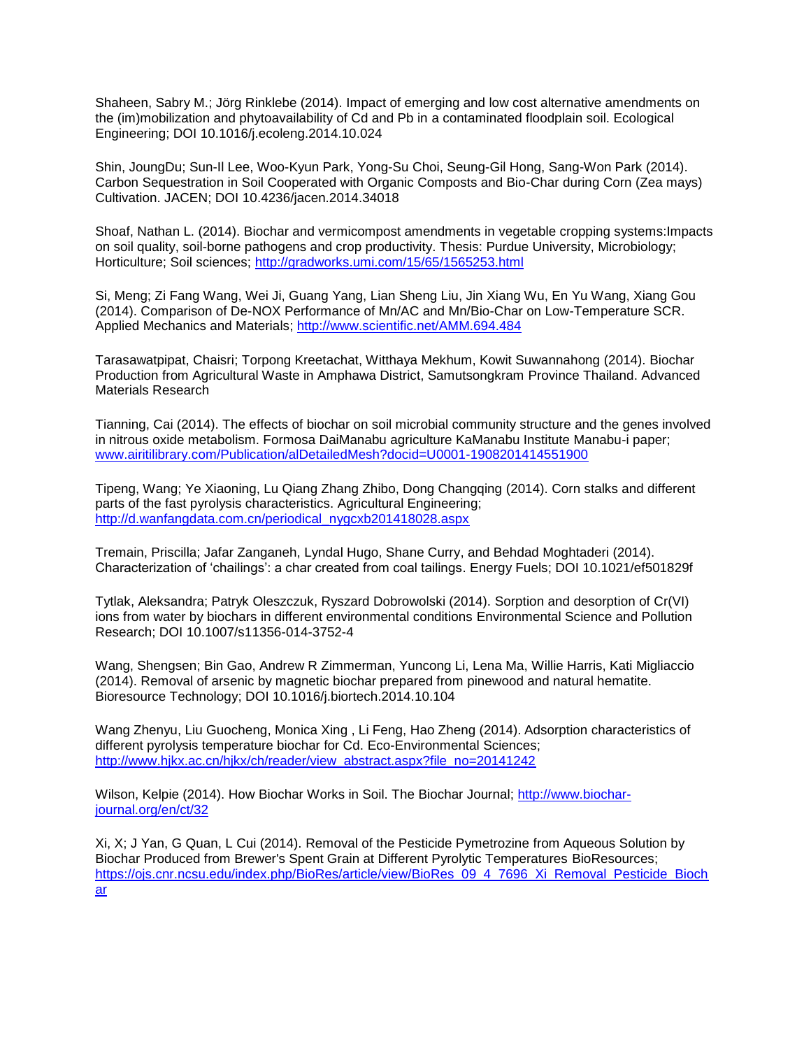Shaheen, Sabry M.; Jörg Rinklebe (2014). Impact of emerging and low cost alternative amendments on the (im)mobilization and phytoavailability of Cd and Pb in a contaminated floodplain soil. Ecological Engineering; DOI 10.1016/j.ecoleng.2014.10.024

Shin, JoungDu; Sun-Il Lee, Woo-Kyun Park, Yong-Su Choi, Seung-Gil Hong, Sang-Won Park (2014). Carbon Sequestration in Soil Cooperated with Organic Composts and Bio-Char during Corn (Zea mays) Cultivation. JACEN; DOI 10.4236/jacen.2014.34018

Shoaf, Nathan L. (2014). Biochar and vermicompost amendments in vegetable cropping systems:Impacts on soil quality, soil-borne pathogens and crop productivity. Thesis: Purdue University, Microbiology; Horticulture; Soil sciences; http://gradworks.umi.com/15/65/1565253.html

Si, Meng; Zi Fang Wang, Wei Ji, Guang Yang, Lian Sheng Liu, Jin Xiang Wu, En Yu Wang, Xiang Gou (2014). Comparison of De-NOX Performance of Mn/AC and Mn/Bio-Char on Low-Temperature SCR. Applied Mechanics and Materials; http://www.scientific.net/AMM.694.484

Tarasawatpipat, Chaisri; Torpong Kreetachat, Witthaya Mekhum, Kowit Suwannahong (2014). Biochar Production from Agricultural Waste in Amphawa District, Samutsongkram Province Thailand. Advanced Materials Research

Tianning, Cai (2014). The effects of biochar on soil microbial community structure and the genes involved in nitrous oxide metabolism. Formosa DaiManabu agriculture KaManabu Institute Manabu-i paper; www.airitilibrary.com/Publication/alDetailedMesh?docid=U0001-1908201414551900

Tipeng, Wang; Ye Xiaoning, Lu Qiang Zhang Zhibo, Dong Changqing (2014). Corn stalks and different parts of the fast pyrolysis characteristics. Agricultural Engineering; http://d.wanfangdata.com.cn/periodical_nygcxb201418028.aspx

Tremain, Priscilla; Jafar Zanganeh, Lyndal Hugo, Shane Curry, and Behdad Moghtaderi (2014). Characterization of 'chailings': a char created from coal tailings. Energy Fuels; DOI 10.1021/ef501829f

Tytlak, Aleksandra; Patryk Oleszczuk, Ryszard Dobrowolski (2014). Sorption and desorption of Cr(VI) ions from water by biochars in different environmental conditions Environmental Science and Pollution Research; DOI 10.1007/s11356-014-3752-4

Wang, Shengsen; Bin Gao, Andrew R Zimmerman, Yuncong Li, Lena Ma, Willie Harris, Kati Migliaccio (2014). Removal of arsenic by magnetic biochar prepared from pinewood and natural hematite. Bioresource Technology; DOI 10.1016/j.biortech.2014.10.104

Wang Zhenyu, Liu Guocheng, Monica Xing , Li Feng, Hao Zheng (2014). Adsorption characteristics of different pyrolysis temperature biochar for Cd. Eco-Environmental Sciences; http://www.hjkx.ac.cn/hjkx/ch/reader/view_abstract.aspx?file_no=20141242

Wilson, Kelpie (2014). How Biochar Works in Soil. The Biochar Journal; http://www.biochar-journal.org/en/ct/32

Xi, X; J Yan, G Quan, L Cui (2014). Removal of the Pesticide Pymetrozine from Aqueous Solution by Biochar Produced from Brewer's Spent Grain at Different Pyrolytic Temperatures BioResources; https://ojs.cnr.ncsu.edu/index.php/BioRes/article/view/BioRes_09_4_7696_Xi_Removal_Pesticide_Biochar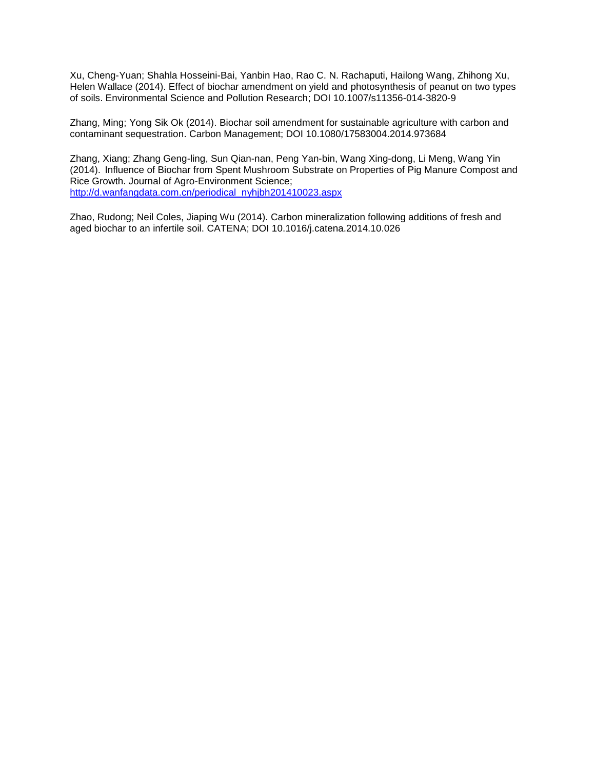Xu, Cheng-Yuan; Shahla Hosseini-Bai, Yanbin Hao, Rao C. N. Rachaputi, Hailong Wang, Zhihong Xu, Helen Wallace (2014). Effect of biochar amendment on yield and photosynthesis of peanut on two types of soils. Environmental Science and Pollution Research; DOI 10.1007/s11356-014-3820-9

Zhang, Ming; Yong Sik Ok (2014). Biochar soil amendment for sustainable agriculture with carbon and contaminant sequestration. Carbon Management; DOI 10.1080/17583004.2014.973684

Zhang, Xiang; Zhang Geng-ling, Sun Qian-nan, Peng Yan-bin, Wang Xing-dong, Li Meng, Wang Yin (2014). Influence of Biochar from Spent Mushroom Substrate on Properties of Pig Manure Compost and Rice Growth. Journal of Agro-Environment Science; http://d.wanfangdata.com.cn/periodical_nyhjbh201410023.aspx

Zhao, Rudong; Neil Coles, Jiaping Wu (2014). Carbon mineralization following additions of fresh and aged biochar to an infertile soil. CATENA; DOI 10.1016/j.catena.2014.10.026